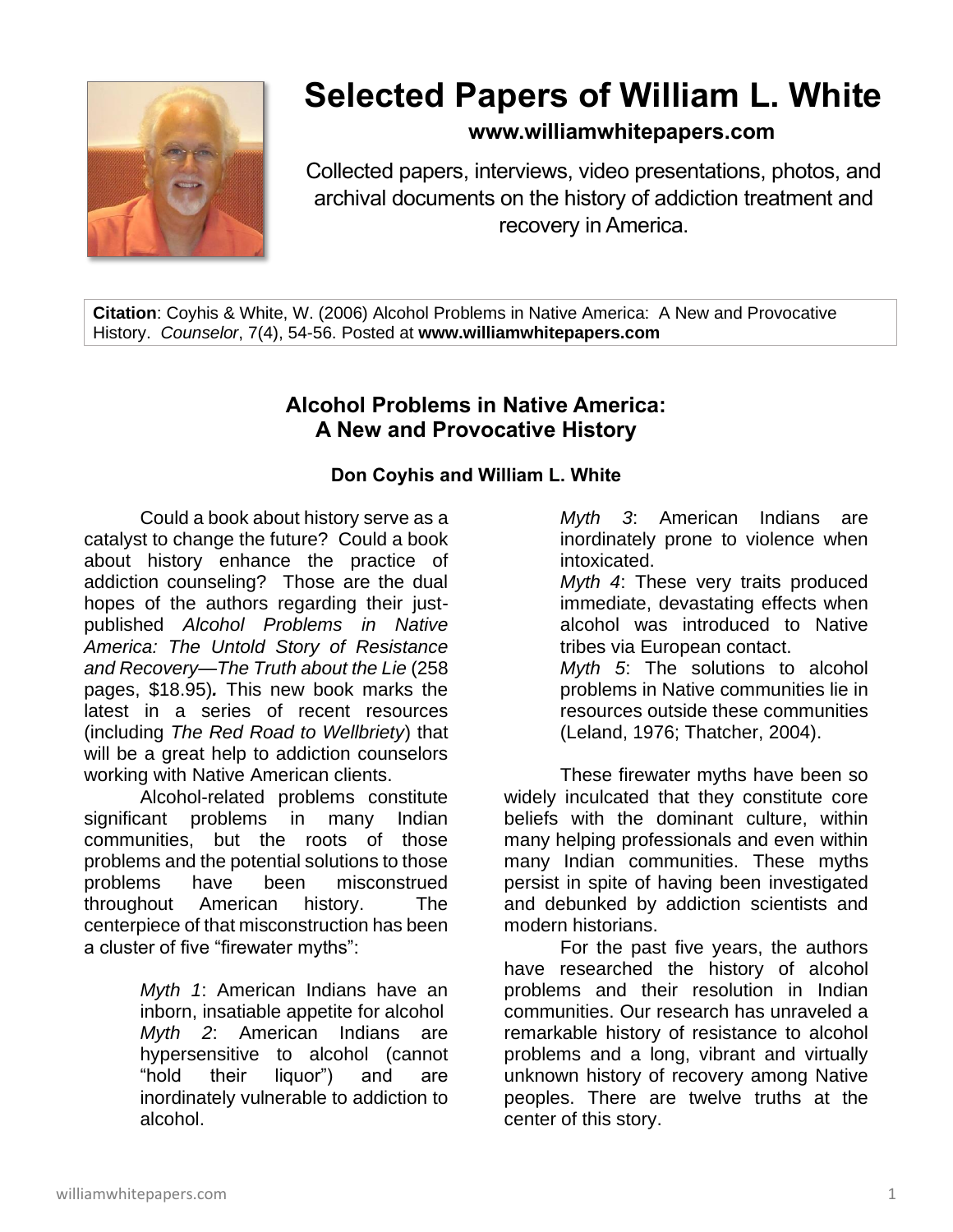# Selected Papers of William L. White

**www.williamwhitepapers.com**

Collected papers, interviews, video presentations, photos, and archival documents on the history of addiction treatment and recovery in America.

**Citation**: Coyhis & White, W. (2006) Alcohol Problems in Native America: A New and Provocative History. *Counselor*, 7(4), 54-56. Posted at **www.williamwhitepapers.com**

## Alcohol Problems in Native America: A New and Provocative History

**Don Coyhis and William L. White**

Could a book about history serve as a catalyst to change the future? Could a book about history enhance the practice of addiction counseling? Those are the dual hopes of the authors regarding their just-published *Alcohol Problems in Native America: The Untold Story of Resistance and Recovery—The Truth about the Lie* (258 pages, $18.95). This new book marks the latest in a series of recent resources (including *The Red Road to Wellbriety*) that will be a great help to addiction counselors working with Native American clients.

Alcohol-related problems constitute significant problems in many Indian communities, but the roots of those problems and the potential solutions to those problems have been misconstrued throughout American history. The centerpiece of that misconstruction has been a cluster of five "firewater myths":

> *Myth 1*: American Indians have an inborn, insatiable appetite for alcohol
> *Myth 2*: American Indians are hypersensitive to alcohol (cannot "hold their liquor") and are inordinately vulnerable to addiction to alcohol.
> *Myth 3*: American Indians are inordinately prone to violence when intoxicated.
> *Myth 4*: These very traits produced immediate, devastating effects when alcohol was introduced to Native tribes via European contact.
> *Myth 5*: The solutions to alcohol problems in Native communities lie in resources outside these communities (Leland, 1976; Thatcher, 2004).

These firewater myths have been so widely inculcated that they constitute core beliefs with the dominant culture, within many helping professionals and even within many Indian communities. These myths persist in spite of having been investigated and debunked by addiction scientists and modern historians.

For the past five years, the authors have researched the history of alcohol problems and their resolution in Indian communities. Our research has unraveled a remarkable history of resistance to alcohol problems and a long, vibrant and virtually unknown history of recovery among Native peoples. There are twelve truths at the center of this story.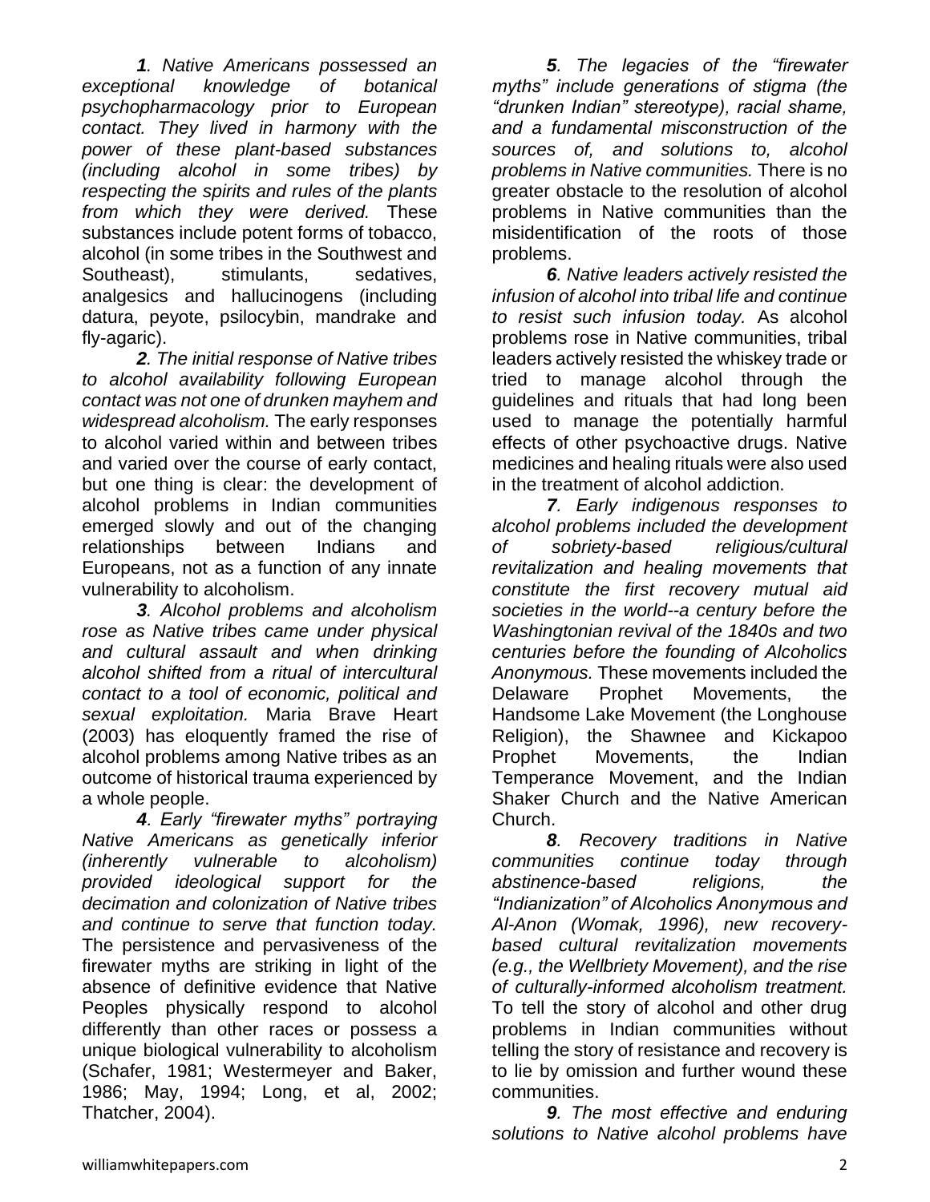*__1__. Native Americans possessed an exceptional knowledge of botanical psychopharmacology prior to European contact. They lived in harmony with the power of these plant-based substances (including alcohol in some tribes) by respecting the spirits and rules of the plants from which they were derived.* These substances include potent forms of tobacco, alcohol (in some tribes in the Southwest and Southeast), stimulants, sedatives, analgesics and hallucinogens (including datura, peyote, psilocybin, mandrake and fly-agaric).

*__2__. The initial response of Native tribes to alcohol availability following European contact was not one of drunken mayhem and widespread alcoholism.* The early responses to alcohol varied within and between tribes and varied over the course of early contact, but one thing is clear: the development of alcohol problems in Indian communities emerged slowly and out of the changing relationships between Indians and Europeans, not as a function of any innate vulnerability to alcoholism.

*__3__. Alcohol problems and alcoholism rose as Native tribes came under physical and cultural assault and when drinking alcohol shifted from a ritual of intercultural contact to a tool of economic, political and sexual exploitation.* Maria Brave Heart (2003) has eloquently framed the rise of alcohol problems among Native tribes as an outcome of historical trauma experienced by a whole people.

*__4__. Early "firewater myths" portraying Native Americans as genetically inferior (inherently vulnerable to alcoholism) provided ideological support for the decimation and colonization of Native tribes and continue to serve that function today.* The persistence and pervasiveness of the firewater myths are striking in light of the absence of definitive evidence that Native Peoples physically respond to alcohol differently than other races or possess a unique biological vulnerability to alcoholism (Schafer, 1981; Westermeyer and Baker, 1986; May, 1994; Long, et al, 2002; Thatcher, 2004).

*__5__. The legacies of the "firewater myths" include generations of stigma (the "drunken Indian" stereotype), racial shame, and a fundamental misconstruction of the sources of, and solutions to, alcohol problems in Native communities.* There is no greater obstacle to the resolution of alcohol problems in Native communities than the misidentification of the roots of those problems.

*__6__. Native leaders actively resisted the infusion of alcohol into tribal life and continue to resist such infusion today.* As alcohol problems rose in Native communities, tribal leaders actively resisted the whiskey trade or tried to manage alcohol through the guidelines and rituals that had long been used to manage the potentially harmful effects of other psychoactive drugs. Native medicines and healing rituals were also used in the treatment of alcohol addiction.

*__7__. Early indigenous responses to alcohol problems included the development of sobriety-based religious/cultural revitalization and healing movements that constitute the first recovery mutual aid societies in the world--a century before the Washingtonian revival of the 1840s and two centuries before the founding of Alcoholics Anonymous.* These movements included the Delaware Prophet Movements, the Handsome Lake Movement (the Longhouse Religion), the Shawnee and Kickapoo Prophet Movements, the Indian Temperance Movement, and the Indian Shaker Church and the Native American Church.

*__8__. Recovery traditions in Native communities continue today through abstinence-based religions, the "Indianization" of Alcoholics Anonymous and Al-Anon (Womak, 1996), new recovery-based cultural revitalization movements (e.g., the Wellbriety Movement), and the rise of culturally-informed alcoholism treatment.* To tell the story of alcohol and other drug problems in Indian communities without telling the story of resistance and recovery is to lie by omission and further wound these communities.

*__9__. The most effective and enduring solutions to Native alcohol problems have*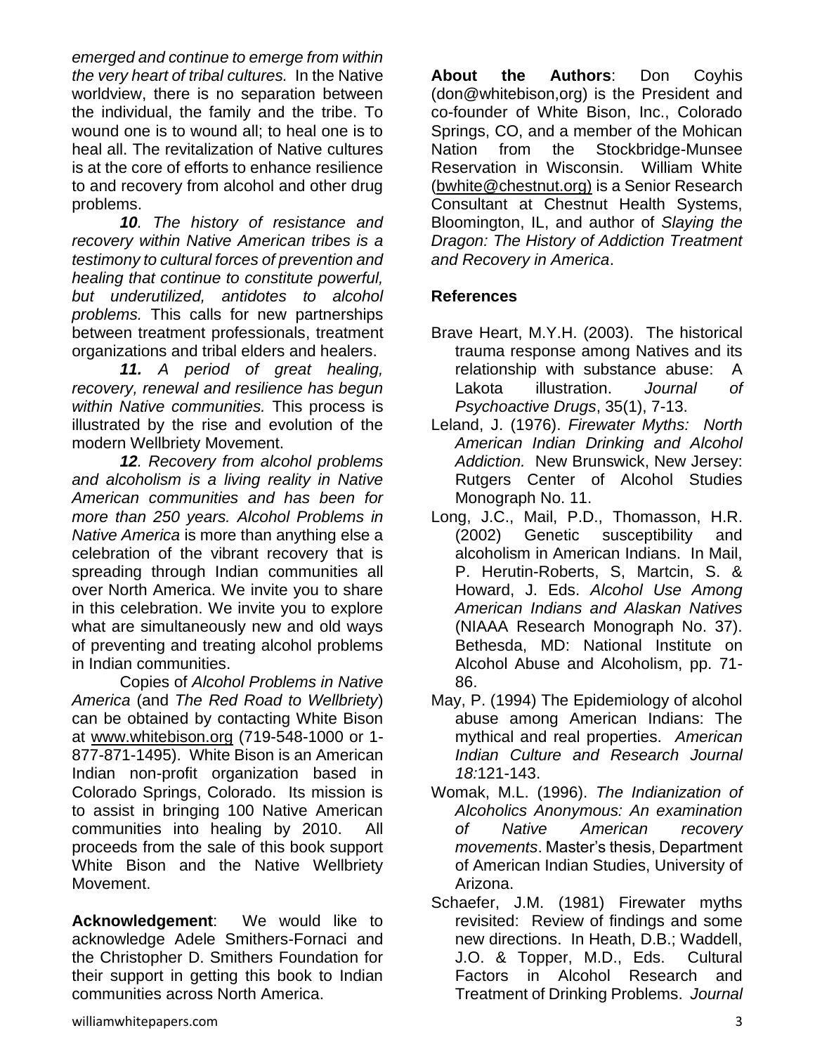*emerged and continue to emerge from within the very heart of tribal cultures.* In the Native worldview, there is no separation between the individual, the family and the tribe. To wound one is to wound all; to heal one is to heal all. The revitalization of Native cultures is at the core of efforts to enhance resilience to and recovery from alcohol and other drug problems.

***10**. The history of resistance and recovery within Native American tribes is a testimony to cultural forces of prevention and healing that continue to constitute powerful, but underutilized, antidotes to alcohol problems.* This calls for new partnerships between treatment professionals, treatment organizations and tribal elders and healers.

***11.** A period of great healing, recovery, renewal and resilience has begun within Native communities.* This process is illustrated by the rise and evolution of the modern Wellbriety Movement.

***12**. Recovery from alcohol problems and alcoholism is a living reality in Native American communities and has been for more than 250 years. Alcohol Problems in Native America* is more than anything else a celebration of the vibrant recovery that is spreading through Indian communities all over North America. We invite you to share in this celebration. We invite you to explore what are simultaneously new and old ways of preventing and treating alcohol problems in Indian communities.

Copies of *Alcohol Problems in Native America* (and *The Red Road to Wellbriety*) can be obtained by contacting White Bison at www.whitebison.org (719-548-1000 or 1-877-871-1495). White Bison is an American Indian non-profit organization based in Colorado Springs, Colorado. Its mission is to assist in bringing 100 Native American communities into healing by 2010. All proceeds from the sale of this book support White Bison and the Native Wellbriety Movement.

**Acknowledgement**: We would like to acknowledge Adele Smithers-Fornaci and the Christopher D. Smithers Foundation for their support in getting this book to Indian communities across North America.

**About the Authors**: Don Coyhis (don@whitebison,org) is the President and co-founder of White Bison, Inc., Colorado Springs, CO, and a member of the Mohican Nation from the Stockbridge-Munsee Reservation in Wisconsin. William White (bwhite@chestnut.org) is a Senior Research Consultant at Chestnut Health Systems, Bloomington, IL, and author of *Slaying the Dragon: The History of Addiction Treatment and Recovery in America*.

## References

Brave Heart, M.Y.H. (2003). The historical trauma response among Natives and its relationship with substance abuse: A Lakota illustration. *Journal of Psychoactive Drugs*, 35(1), 7-13.

Leland, J. (1976). *Firewater Myths: North American Indian Drinking and Alcohol Addiction.* New Brunswick, New Jersey: Rutgers Center of Alcohol Studies Monograph No. 11.

Long, J.C., Mail, P.D., Thomasson, H.R. (2002) Genetic susceptibility and alcoholism in American Indians. In Mail, P. Herutin-Roberts, S, Martcin, S. & Howard, J. Eds. *Alcohol Use Among American Indians and Alaskan Natives* (NIAAA Research Monograph No. 37). Bethesda, MD: National Institute on Alcohol Abuse and Alcoholism, pp. 71-86.

May, P. (1994) The Epidemiology of alcohol abuse among American Indians: The mythical and real properties. *American Indian Culture and Research Journal 18:*121-143.

Womak, M.L. (1996). *The Indianization of Alcoholics Anonymous: An examination of Native American recovery movements*. Master's thesis, Department of American Indian Studies, University of Arizona.

Schaefer, J.M. (1981) Firewater myths revisited: Review of findings and some new directions. In Heath, D.B.; Waddell, J.O. & Topper, M.D., Eds. Cultural Factors in Alcohol Research and Treatment of Drinking Problems. *Journal*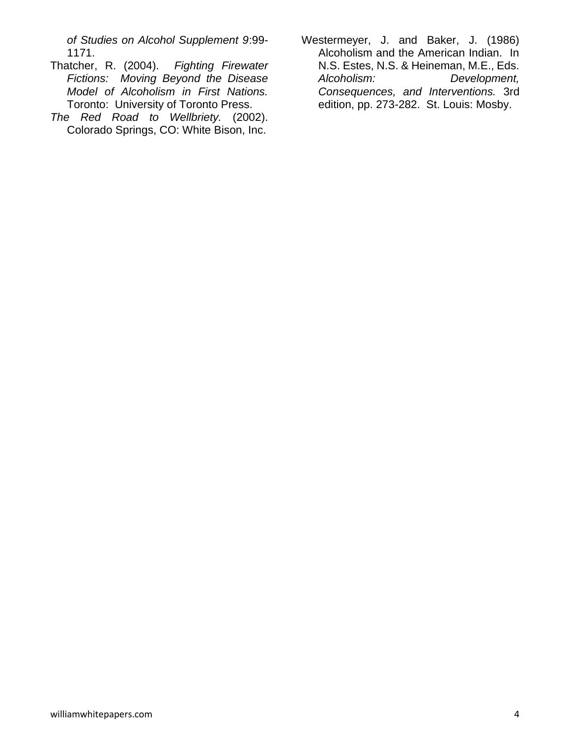*of Studies on Alcohol Supplement 9*:99-1171.

Thatcher, R. (2004). *Fighting Firewater Fictions: Moving Beyond the Disease Model of Alcoholism in First Nations.* Toronto: University of Toronto Press.

*The Red Road to Wellbriety.* (2002). Colorado Springs, CO: White Bison, Inc.

Westermeyer, J. and Baker, J. (1986) Alcoholism and the American Indian. In N.S. Estes, N.S. & Heineman, M.E., Eds. *Alcoholism: Development, Consequences, and Interventions.* 3rd edition, pp. 273-282. St. Louis: Mosby.